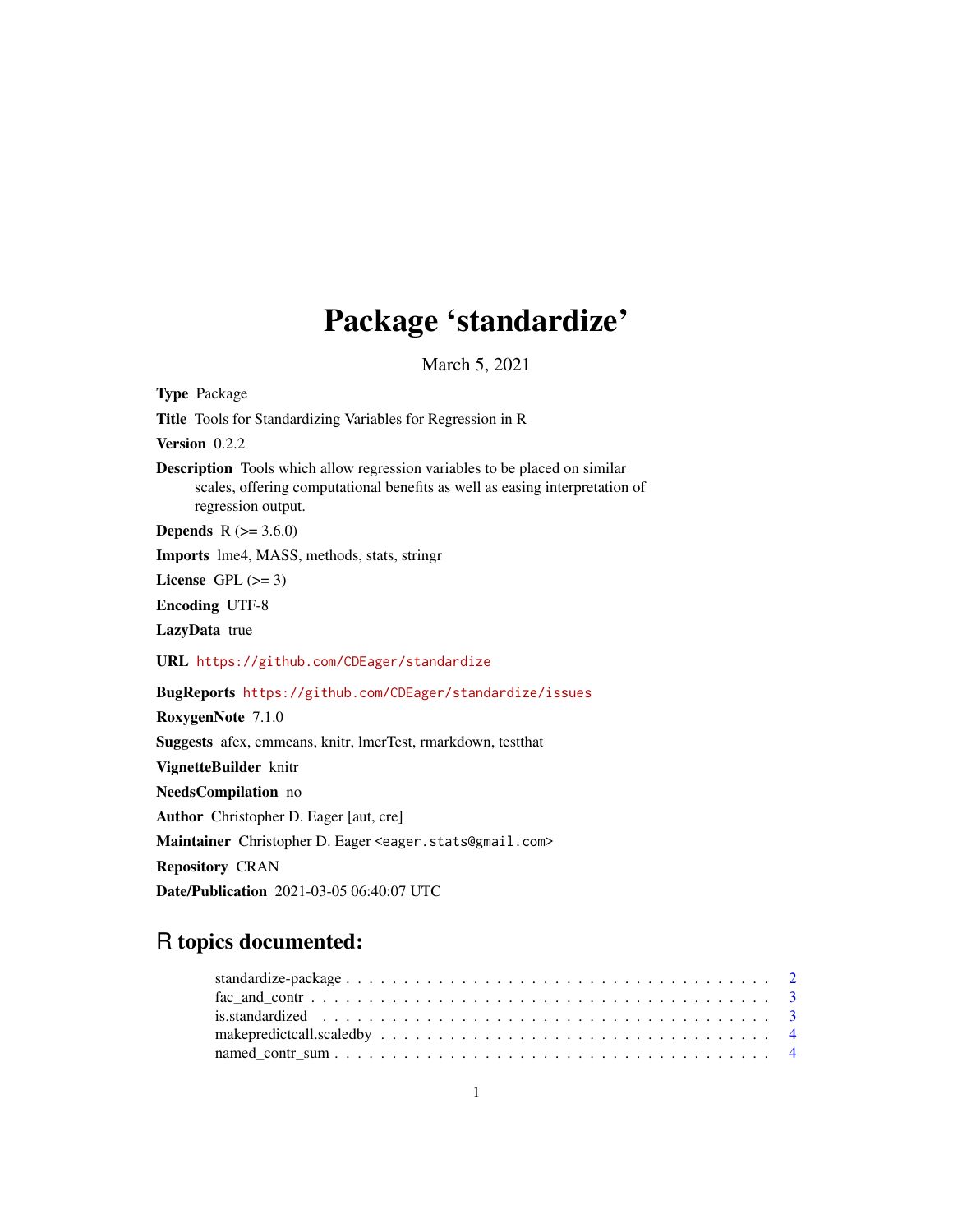# Package 'standardize'

March 5, 2021

**Type** Package

**Title** Tools for Standardizing Variables for Regression in R

**Version** 0.2.2

**Description** Tools which allow regression variables to be placed on similar scales, offering computational benefits as well as easing interpretation of regression output.

**Depends** R (>= 3.6.0)

**Imports** lme4, MASS, methods, stats, stringr

**License** GPL (>= 3)

**Encoding** UTF-8

**LazyData** true

**URL** https://github.com/CDEager/standardize

**BugReports** https://github.com/CDEager/standardize/issues

**RoxygenNote** 7.1.0

**Suggests** afex, emmeans, knitr, lmerTest, rmarkdown, testthat

**VignetteBuilder** knitr

**NeedsCompilation** no

**Author** Christopher D. Eager [aut, cre]

**Maintainer** Christopher D. Eager <eager.stats@gmail.com>

**Repository** CRAN

**Date/Publication** 2021-03-05 06:40:07 UTC

## R topics documented:

standardize-package . . . . . . . . . . . . . . . . . . . . . . . . . . . . . . . . . . . . 2
fac_and_contr . . . . . . . . . . . . . . . . . . . . . . . . . . . . . . . . . . . . . . . 3
is.standardized . . . . . . . . . . . . . . . . . . . . . . . . . . . . . . . . . . . . . . 3
makepredictcall.scaledby . . . . . . . . . . . . . . . . . . . . . . . . . . . . . . . . . . 4
named_contr_sum . . . . . . . . . . . . . . . . . . . . . . . . . . . . . . . . . . . . . 4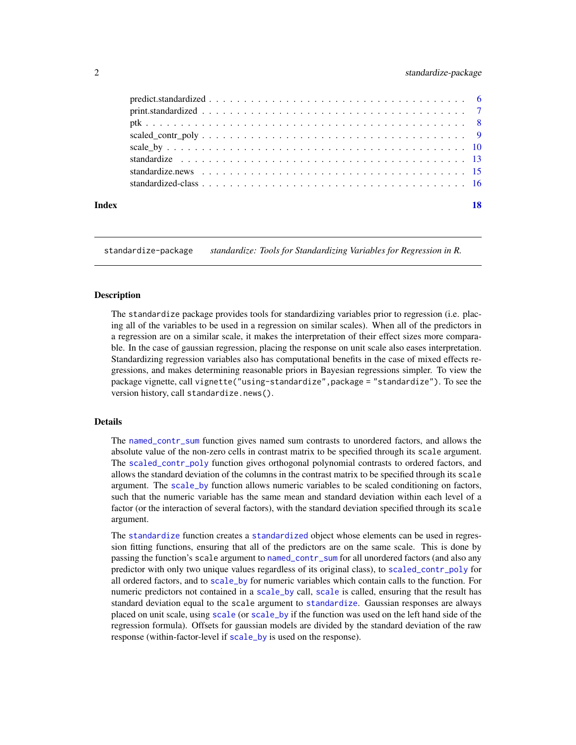| | |
|---|---|
| predict.standardized | 6 |
| print.standardized | 7 |
| ptk | 8 |
| scaled_contr_poly | 9 |
| scale_by | 10 |
| standardize | 13 |
| standardize.news | 15 |
| standardized-class | 16 |

**Index** **18**

---

`standardize-package` *standardize: Tools for Standardizing Variables for Regression in R.*

---

## Description

The `standardize` package provides tools for standardizing variables prior to regression (i.e. placing all of the variables to be used in a regression on similar scales). When all of the predictors in a regression are on a similar scale, it makes the interpretation of their effect sizes more comparable. In the case of gaussian regression, placing the response on unit scale also eases interpretation. Standardizing regression variables also has computational benefits in the case of mixed effects regressions, and makes determining reasonable priors in Bayesian regressions simpler. To view the package vignette, call `vignette("using-standardize",package = "standardize")`. To see the version history, call `standardize.news()`.

## Details

The `named_contr_sum` function gives named sum contrasts to unordered factors, and allows the absolute value of the non-zero cells in contrast matrix to be specified through its `scale` argument. The `scaled_contr_poly` function gives orthogonal polynomial contrasts to ordered factors, and allows the standard deviation of the columns in the contrast matrix to be specified through its `scale` argument. The `scale_by` function allows numeric variables to be scaled conditioning on factors, such that the numeric variable has the same mean and standard deviation within each level of a factor (or the interaction of several factors), with the standard deviation specified through its `scale` argument.

The `standardize` function creates a `standardized` object whose elements can be used in regression fitting functions, ensuring that all of the predictors are on the same scale. This is done by passing the function's `scale` argument to `named_contr_sum` for all unordered factors (and also any predictor with only two unique values regardless of its original class), to `scaled_contr_poly` for all ordered factors, and to `scale_by` for numeric variables which contain calls to the function. For numeric predictors not contained in a `scale_by` call, `scale` is called, ensuring that the result has standard deviation equal to the `scale` argument to `standardize`. Gaussian responses are always placed on unit scale, using `scale` (or `scale_by` if the function was used on the left hand side of the regression formula). Offsets for gaussian models are divided by the standard deviation of the raw response (within-factor-level if `scale_by` is used on the response).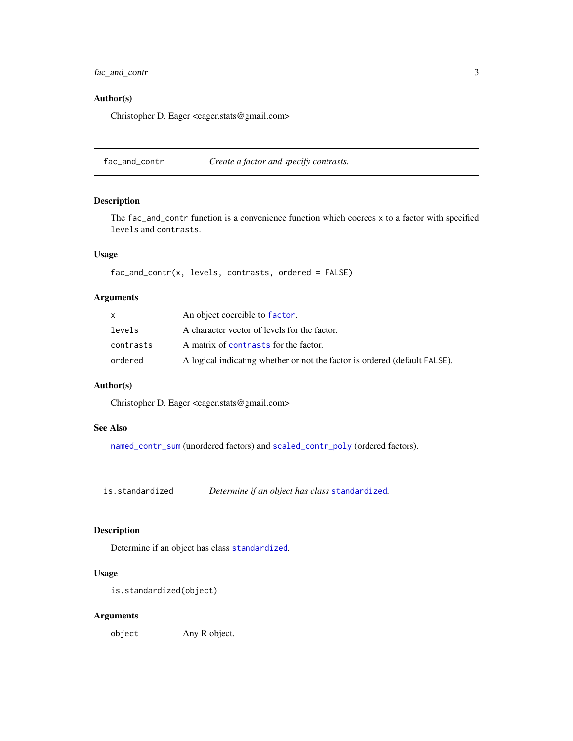### Author(s)

Christopher D. Eager <eager.stats@gmail.com>

---

## fac_and_contr — *Create a factor and specify contrasts.*

### Description

The `fac_and_contr` function is a convenience function which coerces `x` to a factor with specified `levels` and `contrasts`.

### Usage

```
fac_and_contr(x, levels, contrasts, ordered = FALSE)
```

### Arguments

| | |
|---|---|
| `x` | An object coercible to `factor`. |
| `levels` | A character vector of levels for the factor. |
| `contrasts` | A matrix of `contrasts` for the factor. |
| `ordered` | A logical indicating whether or not the factor is ordered (default `FALSE`). |

### Author(s)

Christopher D. Eager <eager.stats@gmail.com>

### See Also

`named_contr_sum` (unordered factors) and `scaled_contr_poly` (ordered factors).

---

## is.standardized — *Determine if an object has class `standardized`.*

### Description

Determine if an object has class `standardized`.

### Usage

```
is.standardized(object)
```

### Arguments

| | |
|---|---|
| `object` | Any R object. |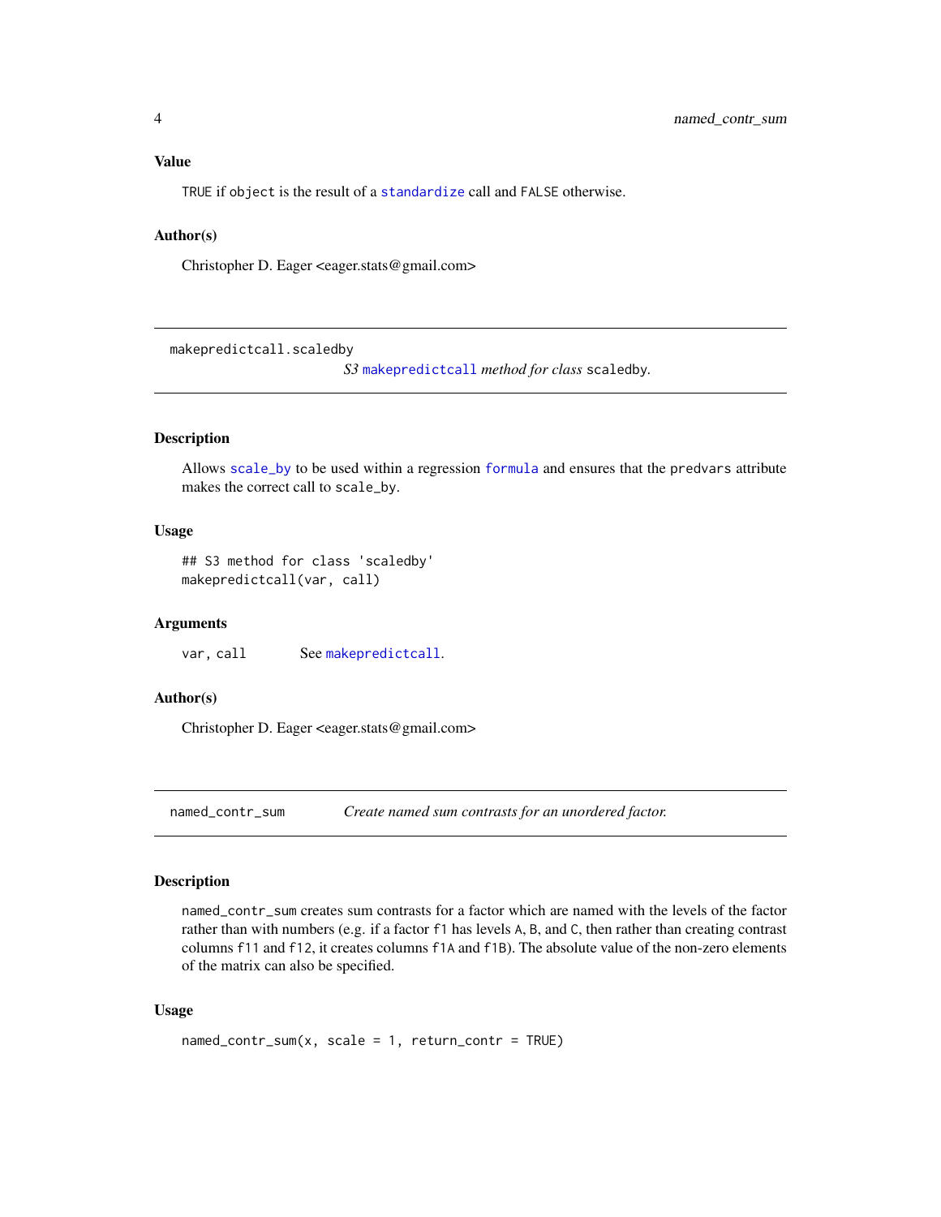### Value

`TRUE` if `object` is the result of a `standardize` call and `FALSE` otherwise.

### Author(s)

Christopher D. Eager <eager.stats@gmail.com>

---

## makepredictcall.scaledby

*S3 `makepredictcall` method for class `scaledby`.*

---

### Description

Allows `scale_by` to be used within a regression `formula` and ensures that the `predvars` attribute makes the correct call to `scale_by`.

### Usage

```
## S3 method for class 'scaledby'
makepredictcall(var, call)
```

### Arguments

| | |
|---|---|
| `var, call` | See `makepredictcall`. |

### Author(s)

Christopher D. Eager <eager.stats@gmail.com>

---

## named_contr_sum

*Create named sum contrasts for an unordered factor.*

---

### Description

`named_contr_sum` creates sum contrasts for a factor which are named with the levels of the factor rather than with numbers (e.g. if a factor `f1` has levels `A`, `B`, and `C`, then rather than creating contrast columns `f11` and `f12`, it creates columns `f1A` and `f1B`). The absolute value of the non-zero elements of the matrix can also be specified.

### Usage

```
named_contr_sum(x, scale = 1, return_contr = TRUE)
```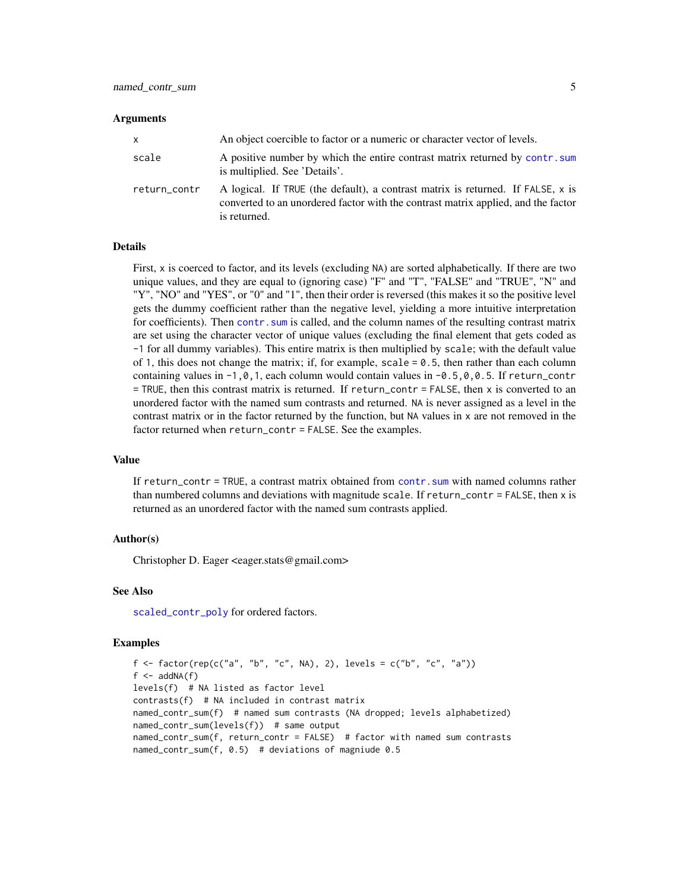### Arguments

| | |
|---|---|
| `x` | An object coercible to factor or a numeric or character vector of levels. |
| `scale` | A positive number by which the entire contrast matrix returned by `contr.sum` is multiplied. See 'Details'. |
| `return_contr` | A logical. If `TRUE` (the default), a contrast matrix is returned. If `FALSE`, `x` is converted to an unordered factor with the contrast matrix applied, and the factor is returned. |

### Details

First, `x` is coerced to factor, and its levels (excluding `NA`) are sorted alphabetically. If there are two unique values, and they are equal to (ignoring case) "F" and "T", "FALSE" and "TRUE", "N" and "Y", "NO" and "YES", or "0" and "1", then their order is reversed (this makes it so the positive level gets the dummy coefficient rather than the negative level, yielding a more intuitive interpretation for coefficients). Then `contr.sum` is called, and the column names of the resulting contrast matrix are set using the character vector of unique values (excluding the final element that gets coded as `-1` for all dummy variables). This entire matrix is then multiplied by `scale`; with the default value of `1`, this does not change the matrix; if, for example, `scale = 0.5`, then rather than each column containing values in `-1,0,1`, each column would contain values in `-0.5,0,0.5`. If `return_contr = TRUE`, then this contrast matrix is returned. If `return_contr = FALSE`, then `x` is converted to an unordered factor with the named sum contrasts and returned. `NA` is never assigned as a level in the contrast matrix or in the factor returned by the function, but `NA` values in `x` are not removed in the factor returned when `return_contr = FALSE`. See the examples.

### Value

If `return_contr = TRUE`, a contrast matrix obtained from `contr.sum` with named columns rather than numbered columns and deviations with magnitude `scale`. If `return_contr = FALSE`, then `x` is returned as an unordered factor with the named sum contrasts applied.

### Author(s)

Christopher D. Eager <eager.stats@gmail.com>

### See Also

`scaled_contr_poly` for ordered factors.

### Examples

```
f <- factor(rep(c("a", "b", "c", NA), 2), levels = c("b", "c", "a"))
f <- addNA(f)
levels(f)  # NA listed as factor level
contrasts(f)  # NA included in contrast matrix
named_contr_sum(f)  # named sum contrasts (NA dropped; levels alphabetized)
named_contr_sum(levels(f))  # same output
named_contr_sum(f, return_contr = FALSE)  # factor with named sum contrasts
named_contr_sum(f, 0.5)  # deviations of magniude 0.5
```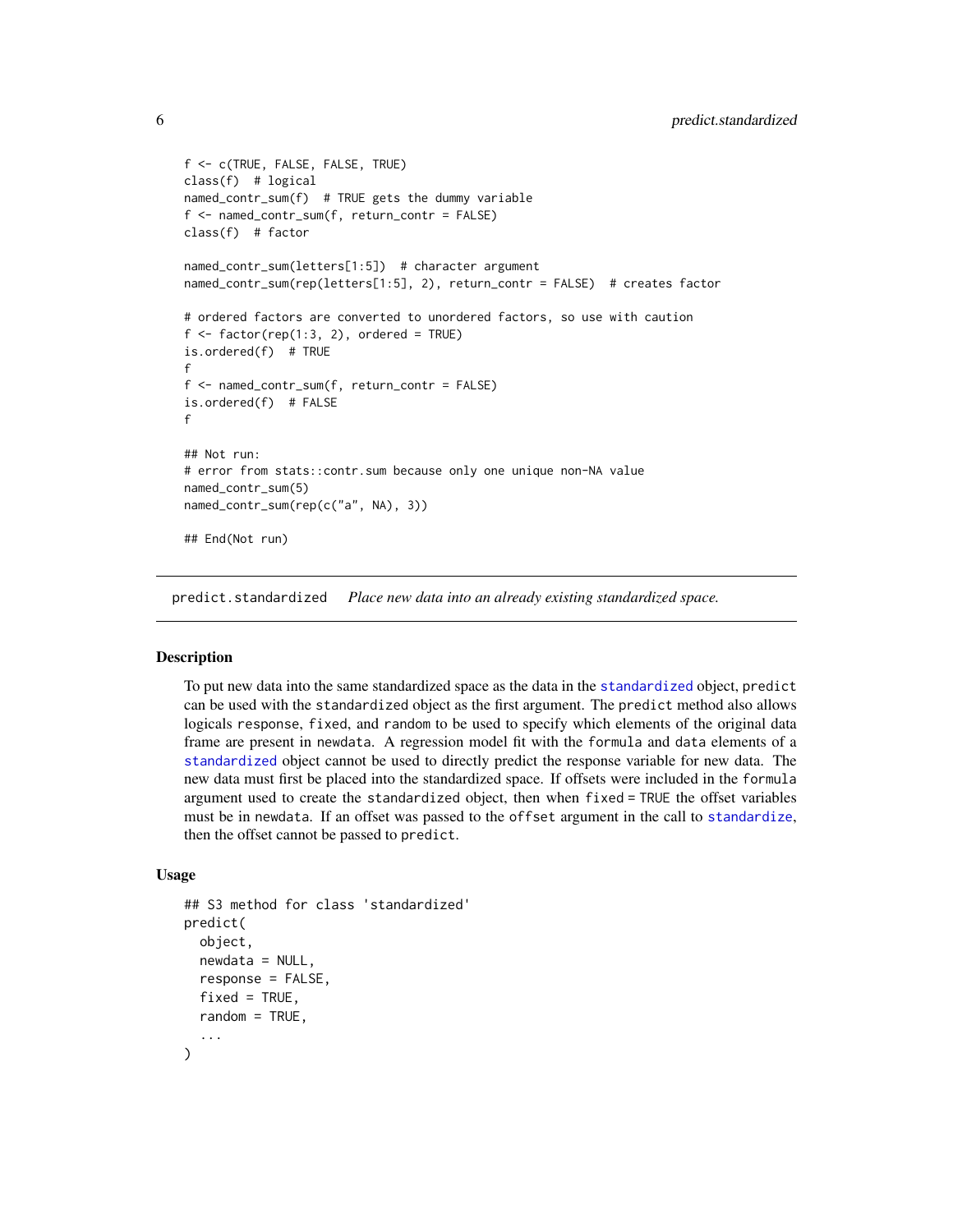```
f <- c(TRUE, FALSE, FALSE, TRUE)
class(f)  # logical
named_contr_sum(f)  # TRUE gets the dummy variable
f <- named_contr_sum(f, return_contr = FALSE)
class(f)  # factor

named_contr_sum(letters[1:5])  # character argument
named_contr_sum(rep(letters[1:5], 2), return_contr = FALSE)  # creates factor

# ordered factors are converted to unordered factors, so use with caution
f <- factor(rep(1:3, 2), ordered = TRUE)
is.ordered(f)  # TRUE
f
f <- named_contr_sum(f, return_contr = FALSE)
is.ordered(f)  # FALSE
f

## Not run:
# error from stats::contr.sum because only one unique non-NA value
named_contr_sum(5)
named_contr_sum(rep(c("a", NA), 3))

## End(Not run)
```

---

`predict.standardized` *Place new data into an already existing standardized space.*

---

## Description

To put new data into the same standardized space as the data in the `standardized` object, `predict` can be used with the `standardized` object as the first argument. The `predict` method also allows logicals `response`, `fixed`, and `random` to be used to specify which elements of the original data frame are present in `newdata`. A regression model fit with the `formula` and `data` elements of a `standardized` object cannot be used to directly predict the response variable for new data. The new data must first be placed into the standardized space. If offsets were included in the `formula` argument used to create the `standardized` object, then when `fixed = TRUE` the offset variables must be in `newdata`. If an offset was passed to the `offset` argument in the call to `standardize`, then the offset cannot be passed to `predict`.

## Usage

```
## S3 method for class 'standardized'
predict(
  object,
  newdata = NULL,
  response = FALSE,
  fixed = TRUE,
  random = TRUE,
  ...
)
```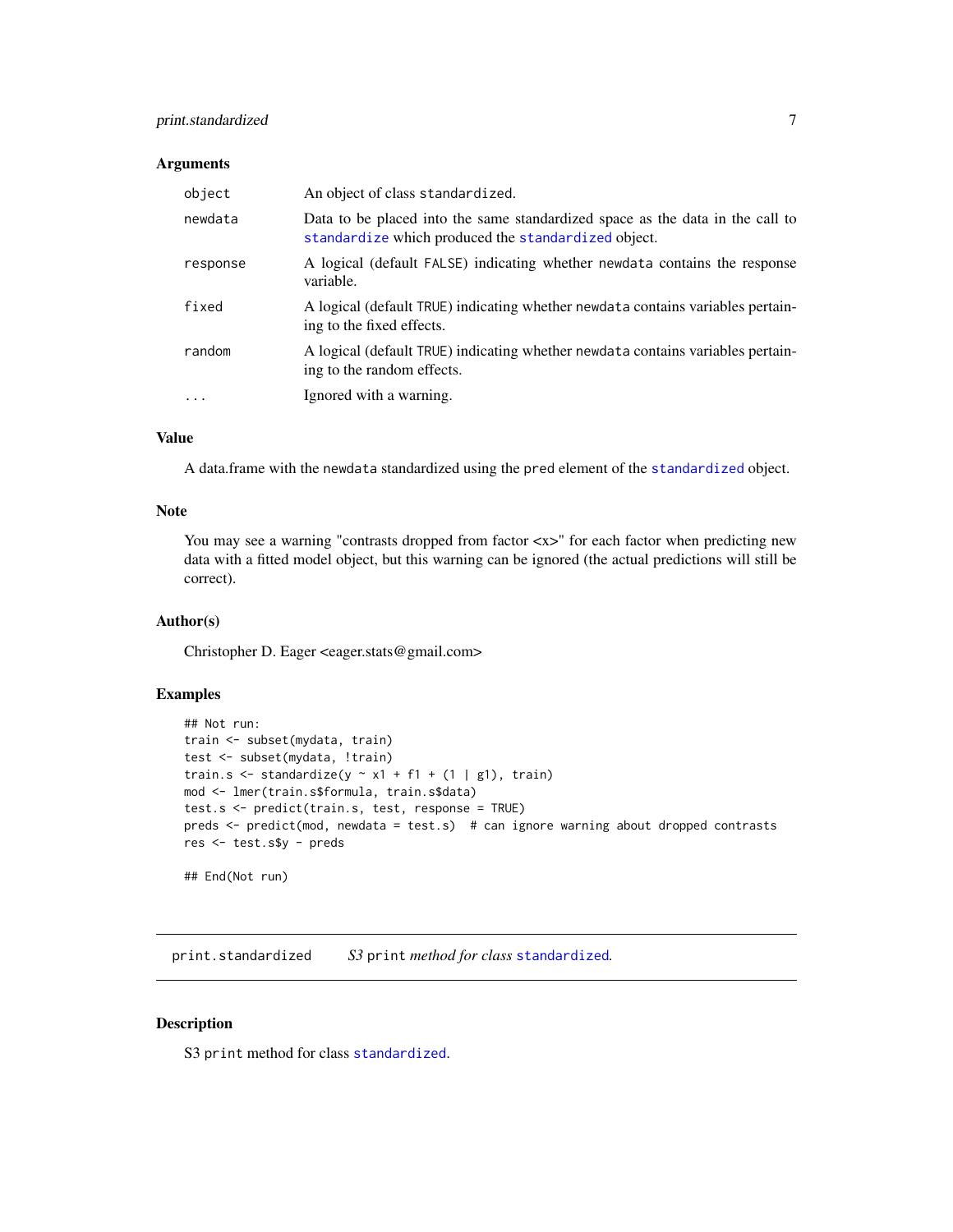### Arguments

| | |
|---|---|
| `object` | An object of class `standardized`. |
| `newdata` | Data to be placed into the same standardized space as the data in the call to `standardize` which produced the `standardized` object. |
| `response` | A logical (default `FALSE`) indicating whether `newdata` contains the response variable. |
| `fixed` | A logical (default `TRUE`) indicating whether `newdata` contains variables pertaining to the fixed effects. |
| `random` | A logical (default `TRUE`) indicating whether `newdata` contains variables pertaining to the random effects. |
| `...` | Ignored with a warning. |

### Value

A data.frame with the `newdata` standardized using the `pred` element of the `standardized` object.

### Note

You may see a warning "contrasts dropped from factor <x>" for each factor when predicting new data with a fitted model object, but this warning can be ignored (the actual predictions will still be correct).

### Author(s)

Christopher D. Eager <eager.stats@gmail.com>

### Examples

```
## Not run:
train <- subset(mydata, train)
test <- subset(mydata, !train)
train.s <- standardize(y ~ x1 + f1 + (1 | g1), train)
mod <- lmer(train.s$formula, train.s$data)
test.s <- predict(train.s, test, response = TRUE)
preds <- predict(mod, newdata = test.s)  # can ignore warning about dropped contrasts
res <- test.s$y - preds

## End(Not run)
```

---

## print.standardized    *S3 `print` method for class `standardized`.*

---

### Description

S3 `print` method for class `standardized`.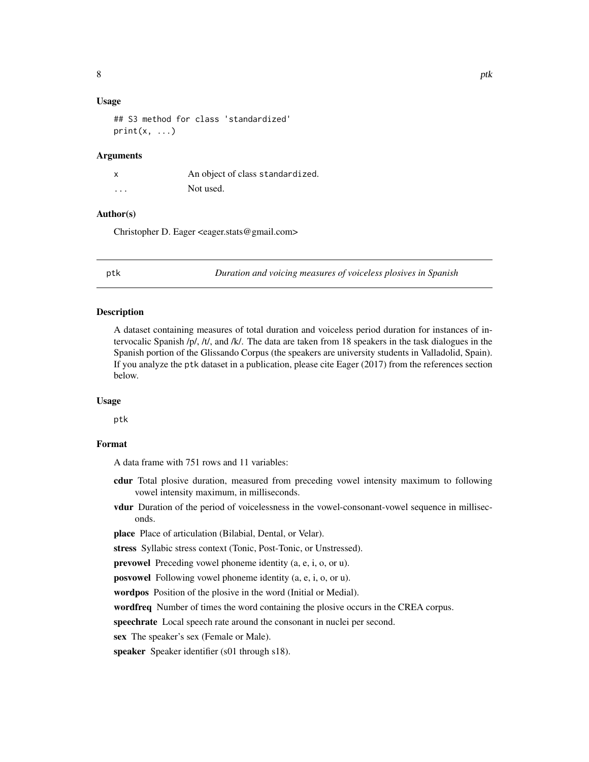### Usage

```
## S3 method for class 'standardized'
print(x, ...)
```

### Arguments

| | |
|---|---|
| x | An object of class standardized. |
| ... | Not used. |

### Author(s)

Christopher D. Eager <eager.stats@gmail.com>

---

## ptk — *Duration and voicing measures of voiceless plosives in Spanish*

---

### Description

A dataset containing measures of total duration and voiceless period duration for instances of intervocalic Spanish /p/, /t/, and /k/. The data are taken from 18 speakers in the task dialogues in the Spanish portion of the Glissando Corpus (the speakers are university students in Valladolid, Spain). If you analyze the ptk dataset in a publication, please cite Eager (2017) from the references section below.

### Usage

```
ptk
```

### Format

A data frame with 751 rows and 11 variables:

- **cdur** Total plosive duration, measured from preceding vowel intensity maximum to following vowel intensity maximum, in milliseconds.
- **vdur** Duration of the period of voicelessness in the vowel-consonant-vowel sequence in milliseconds.
- **place** Place of articulation (Bilabial, Dental, or Velar).
- **stress** Syllabic stress context (Tonic, Post-Tonic, or Unstressed).
- **prevowel** Preceding vowel phoneme identity (a, e, i, o, or u).
- **posvowel** Following vowel phoneme identity (a, e, i, o, or u).
- **wordpos** Position of the plosive in the word (Initial or Medial).
- **wordfreq** Number of times the word containing the plosive occurs in the CREA corpus.
- **speechrate** Local speech rate around the consonant in nuclei per second.
- **sex** The speaker's sex (Female or Male).
- **speaker** Speaker identifier (s01 through s18).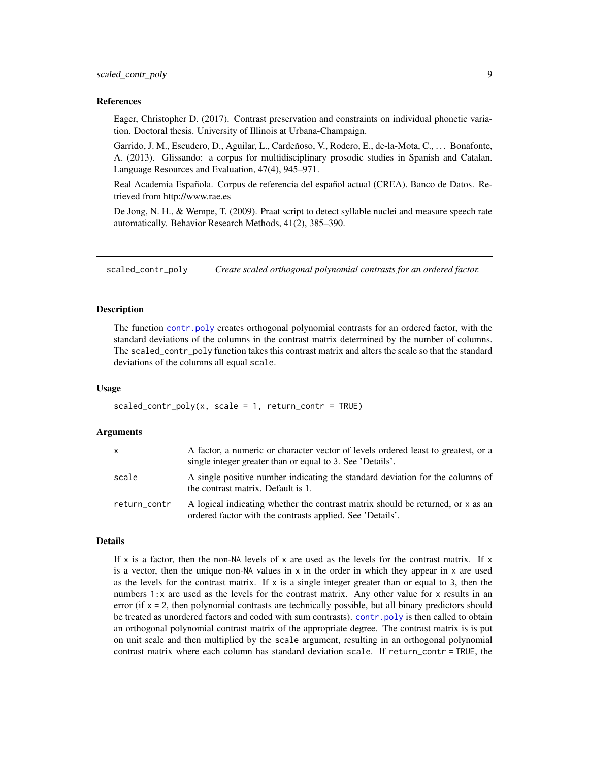### References

Eager, Christopher D. (2017). Contrast preservation and constraints on individual phonetic variation. Doctoral thesis. University of Illinois at Urbana-Champaign.

Garrido, J. M., Escudero, D., Aguilar, L., Cardeñoso, V., Rodero, E., de-la-Mota, C., … Bonafonte, A. (2013). Glissando: a corpus for multidisciplinary prosodic studies in Spanish and Catalan. Language Resources and Evaluation, 47(4), 945–971.

Real Academia Española. Corpus de referencia del español actual (CREA). Banco de Datos. Retrieved from http://www.rae.es

De Jong, N. H., & Wempe, T. (2009). Praat script to detect syllable nuclei and measure speech rate automatically. Behavior Research Methods, 41(2), 385–390.

---

## scaled_contr_poly — *Create scaled orthogonal polynomial contrasts for an ordered factor.*

### Description

The function `contr.poly` creates orthogonal polynomial contrasts for an ordered factor, with the standard deviations of the columns in the contrast matrix determined by the number of columns. The `scaled_contr_poly` function takes this contrast matrix and alters the scale so that the standard deviations of the columns all equal `scale`.

### Usage

```
scaled_contr_poly(x, scale = 1, return_contr = TRUE)
```

### Arguments

| | |
|---|---|
| `x` | A factor, a numeric or character vector of levels ordered least to greatest, or a single integer greater than or equal to 3. See 'Details'. |
| `scale` | A single positive number indicating the standard deviation for the columns of the contrast matrix. Default is 1. |
| `return_contr` | A logical indicating whether the contrast matrix should be returned, or `x` as an ordered factor with the contrasts applied. See 'Details'. |

### Details

If `x` is a factor, then the non-`NA` levels of `x` are used as the levels for the contrast matrix. If `x` is a vector, then the unique non-`NA` values in `x` in the order in which they appear in `x` are used as the levels for the contrast matrix. If `x` is a single integer greater than or equal to `3`, then the numbers `1:x` are used as the levels for the contrast matrix. Any other value for `x` results in an error (if `x = 2`, then polynomial contrasts are technically possible, but all binary predictors should be treated as unordered factors and coded with sum contrasts). `contr.poly` is then called to obtain an orthogonal polynomial contrast matrix of the appropriate degree. The contrast matrix is is put on unit scale and then multiplied by the `scale` argument, resulting in an orthogonal polynomial contrast matrix where each column has standard deviation `scale`. If `return_contr = TRUE`, the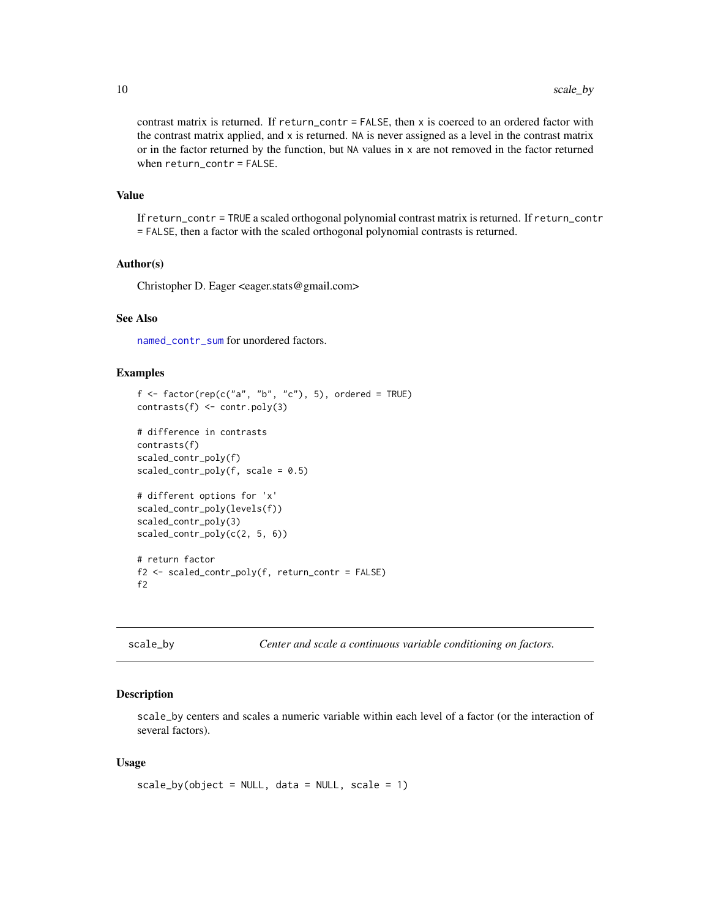contrast matrix is returned. If `return_contr = FALSE`, then `x` is coerced to an ordered factor with the contrast matrix applied, and `x` is returned. `NA` is never assigned as a level in the contrast matrix or in the factor returned by the function, but `NA` values in `x` are not removed in the factor returned when `return_contr = FALSE`.

### Value

If `return_contr = TRUE` a scaled orthogonal polynomial contrast matrix is returned. If `return_contr = FALSE`, then a factor with the scaled orthogonal polynomial contrasts is returned.

### Author(s)

Christopher D. Eager <eager.stats@gmail.com>

### See Also

`named_contr_sum` for unordered factors.

### Examples

```
f <- factor(rep(c("a", "b", "c"), 5), ordered = TRUE)
contrasts(f) <- contr.poly(3)

# difference in contrasts
contrasts(f)
scaled_contr_poly(f)
scaled_contr_poly(f, scale = 0.5)

# different options for 'x'
scaled_contr_poly(levels(f))
scaled_contr_poly(3)
scaled_contr_poly(c(2, 5, 6))

# return factor
f2 <- scaled_contr_poly(f, return_contr = FALSE)
f2
```

---

## scale_by — *Center and scale a continuous variable conditioning on factors.*

---

### Description

`scale_by` centers and scales a numeric variable within each level of a factor (or the interaction of several factors).

### Usage

```
scale_by(object = NULL, data = NULL, scale = 1)
```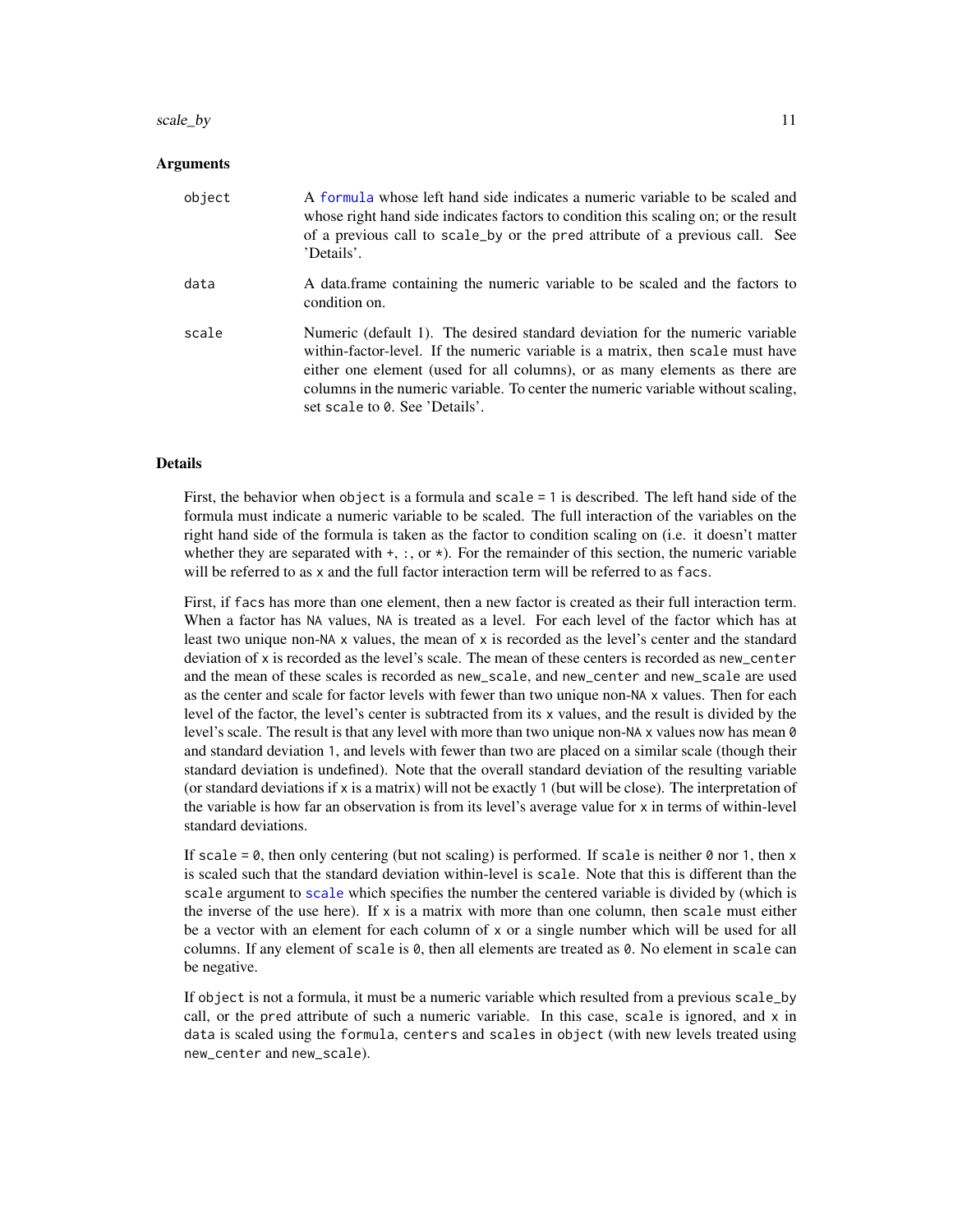### Arguments

| | |
|---|---|
| object | A formula whose left hand side indicates a numeric variable to be scaled and whose right hand side indicates factors to condition this scaling on; or the result of a previous call to scale_by or the pred attribute of a previous call. See 'Details'. |
| data | A data.frame containing the numeric variable to be scaled and the factors to condition on. |
| scale | Numeric (default 1). The desired standard deviation for the numeric variable within-factor-level. If the numeric variable is a matrix, then scale must have either one element (used for all columns), or as many elements as there are columns in the numeric variable. To center the numeric variable without scaling, set scale to 0. See 'Details'. |

### Details

First, the behavior when object is a formula and scale = 1 is described. The left hand side of the formula must indicate a numeric variable to be scaled. The full interaction of the variables on the right hand side of the formula is taken as the factor to condition scaling on (i.e. it doesn't matter whether they are separated with +, :, or *). For the remainder of this section, the numeric variable will be referred to as x and the full factor interaction term will be referred to as facs.

First, if facs has more than one element, then a new factor is created as their full interaction term. When a factor has NA values, NA is treated as a level. For each level of the factor which has at least two unique non-NA x values, the mean of x is recorded as the level's center and the standard deviation of x is recorded as the level's scale. The mean of these centers is recorded as new_center and the mean of these scales is recorded as new_scale, and new_center and new_scale are used as the center and scale for factor levels with fewer than two unique non-NA x values. Then for each level of the factor, the level's center is subtracted from its x values, and the result is divided by the level's scale. The result is that any level with more than two unique non-NA x values now has mean 0 and standard deviation 1, and levels with fewer than two are placed on a similar scale (though their standard deviation is undefined). Note that the overall standard deviation of the resulting variable (or standard deviations if x is a matrix) will not be exactly 1 (but will be close). The interpretation of the variable is how far an observation is from its level's average value for x in terms of within-level standard deviations.

If scale = 0, then only centering (but not scaling) is performed. If scale is neither 0 nor 1, then x is scaled such that the standard deviation within-level is scale. Note that this is different than the scale argument to scale which specifies the number the centered variable is divided by (which is the inverse of the use here). If x is a matrix with more than one column, then scale must either be a vector with an element for each column of x or a single number which will be used for all columns. If any element of scale is 0, then all elements are treated as 0. No element in scale can be negative.

If object is not a formula, it must be a numeric variable which resulted from a previous scale_by call, or the pred attribute of such a numeric variable. In this case, scale is ignored, and x in data is scaled using the formula, centers and scales in object (with new levels treated using new_center and new_scale).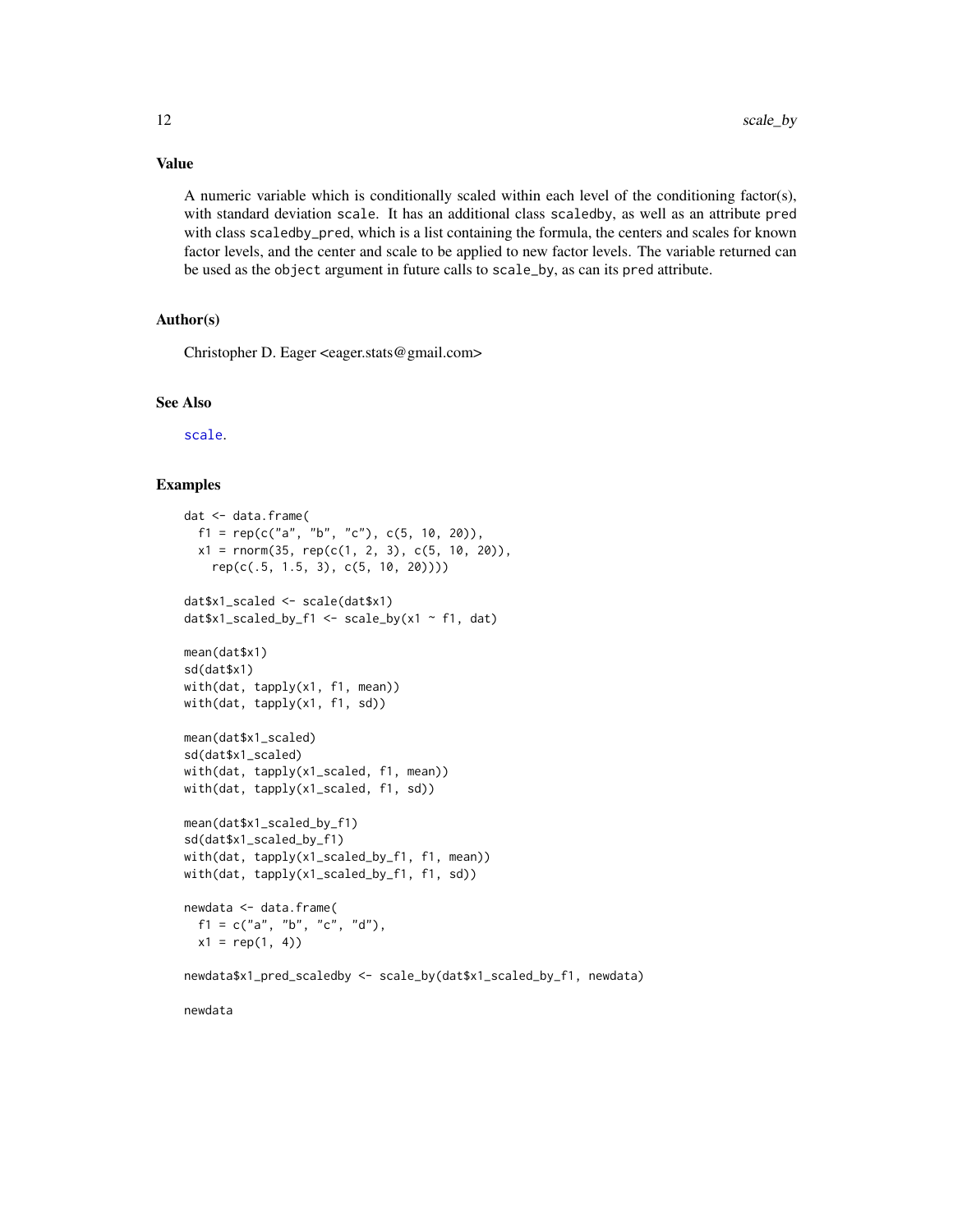## Value

A numeric variable which is conditionally scaled within each level of the conditioning factor(s), with standard deviation scale. It has an additional class scaledby, as well as an attribute pred with class scaledby_pred, which is a list containing the formula, the centers and scales for known factor levels, and the center and scale to be applied to new factor levels. The variable returned can be used as the object argument in future calls to scale_by, as can its pred attribute.

## Author(s)

Christopher D. Eager <eager.stats@gmail.com>

## See Also

scale.

## Examples

```
dat <- data.frame(
  f1 = rep(c("a", "b", "c"), c(5, 10, 20)),
  x1 = rnorm(35, rep(c(1, 2, 3), c(5, 10, 20)),
    rep(c(.5, 1.5, 3), c(5, 10, 20))))

dat$x1_scaled <- scale(dat$x1)
dat$x1_scaled_by_f1 <- scale_by(x1 ~ f1, dat)

mean(dat$x1)
sd(dat$x1)
with(dat, tapply(x1, f1, mean))
with(dat, tapply(x1, f1, sd))

mean(dat$x1_scaled)
sd(dat$x1_scaled)
with(dat, tapply(x1_scaled, f1, mean))
with(dat, tapply(x1_scaled, f1, sd))

mean(dat$x1_scaled_by_f1)
sd(dat$x1_scaled_by_f1)
with(dat, tapply(x1_scaled_by_f1, f1, mean))
with(dat, tapply(x1_scaled_by_f1, f1, sd))

newdata <- data.frame(
  f1 = c("a", "b", "c", "d"),
  x1 = rep(1, 4))

newdata$x1_pred_scaledby <- scale_by(dat$x1_scaled_by_f1, newdata)

newdata
```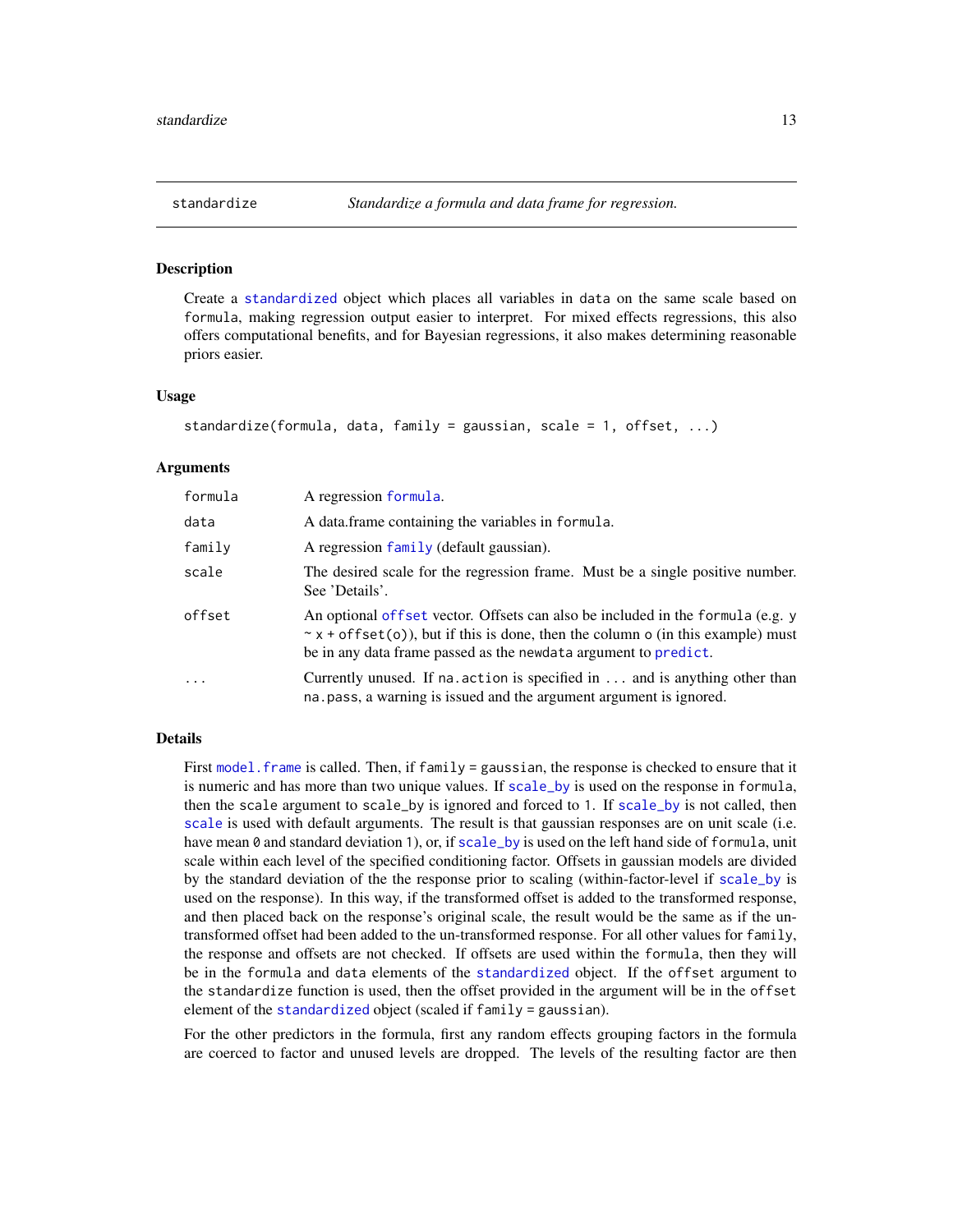## standardize — *Standardize a formula and data frame for regression.*

### Description

Create a `standardized` object which places all variables in `data` on the same scale based on `formula`, making regression output easier to interpret. For mixed effects regressions, this also offers computational benefits, and for Bayesian regressions, it also makes determining reasonable priors easier.

### Usage

```
standardize(formula, data, family = gaussian, scale = 1, offset, ...)
```

### Arguments

| | |
|---|---|
| `formula` | A regression `formula`. |
| `data` | A data.frame containing the variables in `formula`. |
| `family` | A regression `family` (default gaussian). |
| `scale` | The desired scale for the regression frame. Must be a single positive number. See 'Details'. |
| `offset` | An optional `offset` vector. Offsets can also be included in the `formula` (e.g. `y ~ x + offset(o)`), but if this is done, then the column `o` (in this example) must be in any data frame passed as the `newdata` argument to `predict`. |
| `...` | Currently unused. If `na.action` is specified in `...` and is anything other than `na.pass`, a warning is issued and the argument argument is ignored. |

### Details

First `model.frame` is called. Then, if `family = gaussian`, the response is checked to ensure that it is numeric and has more than two unique values. If `scale_by` is used on the response in `formula`, then the `scale` argument to `scale_by` is ignored and forced to `1`. If `scale_by` is not called, then `scale` is used with default arguments. The result is that gaussian responses are on unit scale (i.e. have mean `0` and standard deviation `1`), or, if `scale_by` is used on the left hand side of `formula`, unit scale within each level of the specified conditioning factor. Offsets in gaussian models are divided by the standard deviation of the the response prior to scaling (within-factor-level if `scale_by` is used on the response). In this way, if the transformed offset is added to the transformed response, and then placed back on the response's original scale, the result would be the same as if the un-transformed offset had been added to the un-transformed response. For all other values for `family`, the response and offsets are not checked. If offsets are used within the `formula`, then they will be in the `formula` and `data` elements of the `standardized` object. If the `offset` argument to the `standardize` function is used, then the offset provided in the argument will be in the `offset` element of the `standardized` object (scaled if `family = gaussian`).

For the other predictors in the formula, first any random effects grouping factors in the formula are coerced to factor and unused levels are dropped. The levels of the resulting factor are then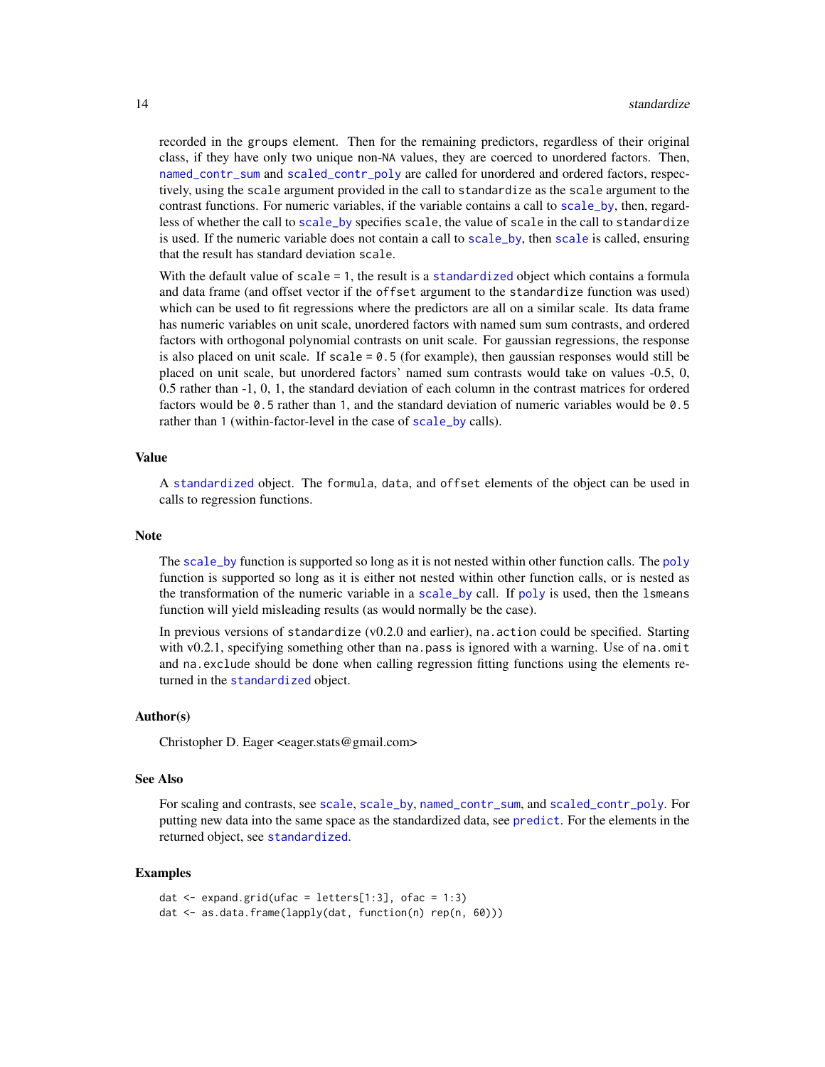recorded in the groups element. Then for the remaining predictors, regardless of their original class, if they have only two unique non-NA values, they are coerced to unordered factors. Then, named_contr_sum and scaled_contr_poly are called for unordered and ordered factors, respectively, using the scale argument provided in the call to standardize as the scale argument to the contrast functions. For numeric variables, if the variable contains a call to scale_by, then, regardless of whether the call to scale_by specifies scale, the value of scale in the call to standardize is used. If the numeric variable does not contain a call to scale_by, then scale is called, ensuring that the result has standard deviation scale.

With the default value of scale = 1, the result is a standardized object which contains a formula and data frame (and offset vector if the offset argument to the standardize function was used) which can be used to fit regressions where the predictors are all on a similar scale. Its data frame has numeric variables on unit scale, unordered factors with named sum sum contrasts, and ordered factors with orthogonal polynomial contrasts on unit scale. For gaussian regressions, the response is also placed on unit scale. If scale = 0.5 (for example), then gaussian responses would still be placed on unit scale, but unordered factors' named sum contrasts would take on values -0.5, 0, 0.5 rather than -1, 0, 1, the standard deviation of each column in the contrast matrices for ordered factors would be 0.5 rather than 1, and the standard deviation of numeric variables would be 0.5 rather than 1 (within-factor-level in the case of scale_by calls).

### Value

A standardized object. The formula, data, and offset elements of the object can be used in calls to regression functions.

### Note

The scale_by function is supported so long as it is not nested within other function calls. The poly function is supported so long as it is either not nested within other function calls, or is nested as the transformation of the numeric variable in a scale_by call. If poly is used, then the lsmeans function will yield misleading results (as would normally be the case).

In previous versions of standardize (v0.2.0 and earlier), na.action could be specified. Starting with v0.2.1, specifying something other than na.pass is ignored with a warning. Use of na.omit and na.exclude should be done when calling regression fitting functions using the elements returned in the standardized object.

### Author(s)

Christopher D. Eager <eager.stats@gmail.com>

### See Also

For scaling and contrasts, see scale, scale_by, named_contr_sum, and scaled_contr_poly. For putting new data into the same space as the standardized data, see predict. For the elements in the returned object, see standardized.

### Examples

```
dat <- expand.grid(ufac = letters[1:3], ofac = 1:3)
dat <- as.data.frame(lapply(dat, function(n) rep(n, 60)))
```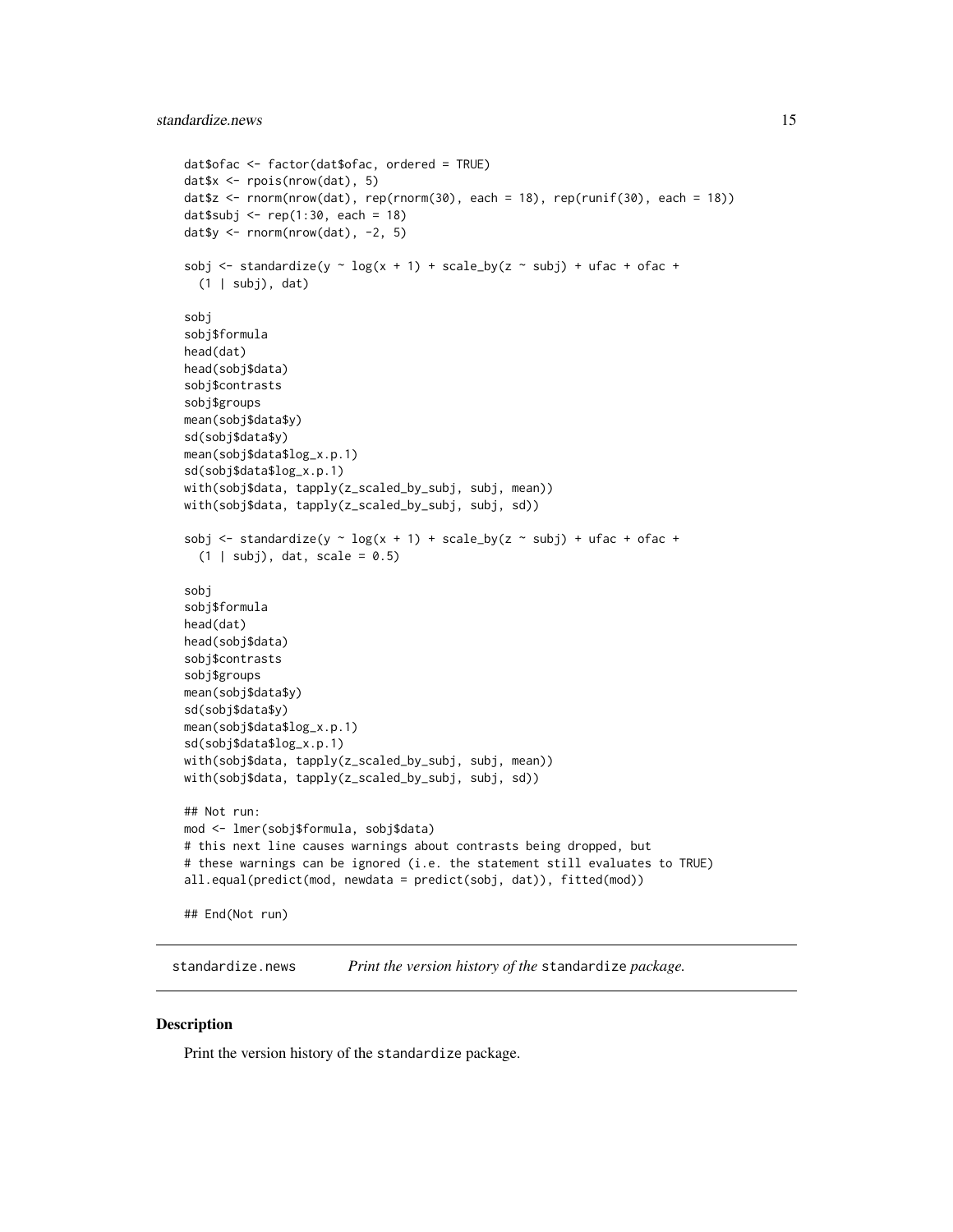```
dat$ofac <- factor(dat$ofac, ordered = TRUE)
dat$x <- rpois(nrow(dat), 5)
dat$z <- rnorm(nrow(dat), rep(rnorm(30), each = 18), rep(runif(30), each = 18))
dat$subj <- rep(1:30, each = 18)
dat$y <- rnorm(nrow(dat), -2, 5)

sobj <- standardize(y ~ log(x + 1) + scale_by(z ~ subj) + ufac + ofac +
  (1 | subj), dat)

sobj
sobj$formula
head(dat)
head(sobj$data)
sobj$contrasts
sobj$groups
mean(sobj$data$y)
sd(sobj$data$y)
mean(sobj$data$log_x.p.1)
sd(sobj$data$log_x.p.1)
with(sobj$data, tapply(z_scaled_by_subj, subj, mean))
with(sobj$data, tapply(z_scaled_by_subj, subj, sd))

sobj <- standardize(y ~ log(x + 1) + scale_by(z ~ subj) + ufac + ofac +
  (1 | subj), dat, scale = 0.5)

sobj
sobj$formula
head(dat)
head(sobj$data)
sobj$contrasts
sobj$groups
mean(sobj$data$y)
sd(sobj$data$y)
mean(sobj$data$log_x.p.1)
sd(sobj$data$log_x.p.1)
with(sobj$data, tapply(z_scaled_by_subj, subj, mean))
with(sobj$data, tapply(z_scaled_by_subj, subj, sd))

## Not run:
mod <- lmer(sobj$formula, sobj$data)
# this next line causes warnings about contrasts being dropped, but
# these warnings can be ignored (i.e. the statement still evaluates to TRUE)
all.equal(predict(mod, newdata = predict(sobj, dat)), fitted(mod))

## End(Not run)
```

---

## standardize.news — *Print the version history of the* standardize *package.*

---

### Description

Print the version history of the standardize package.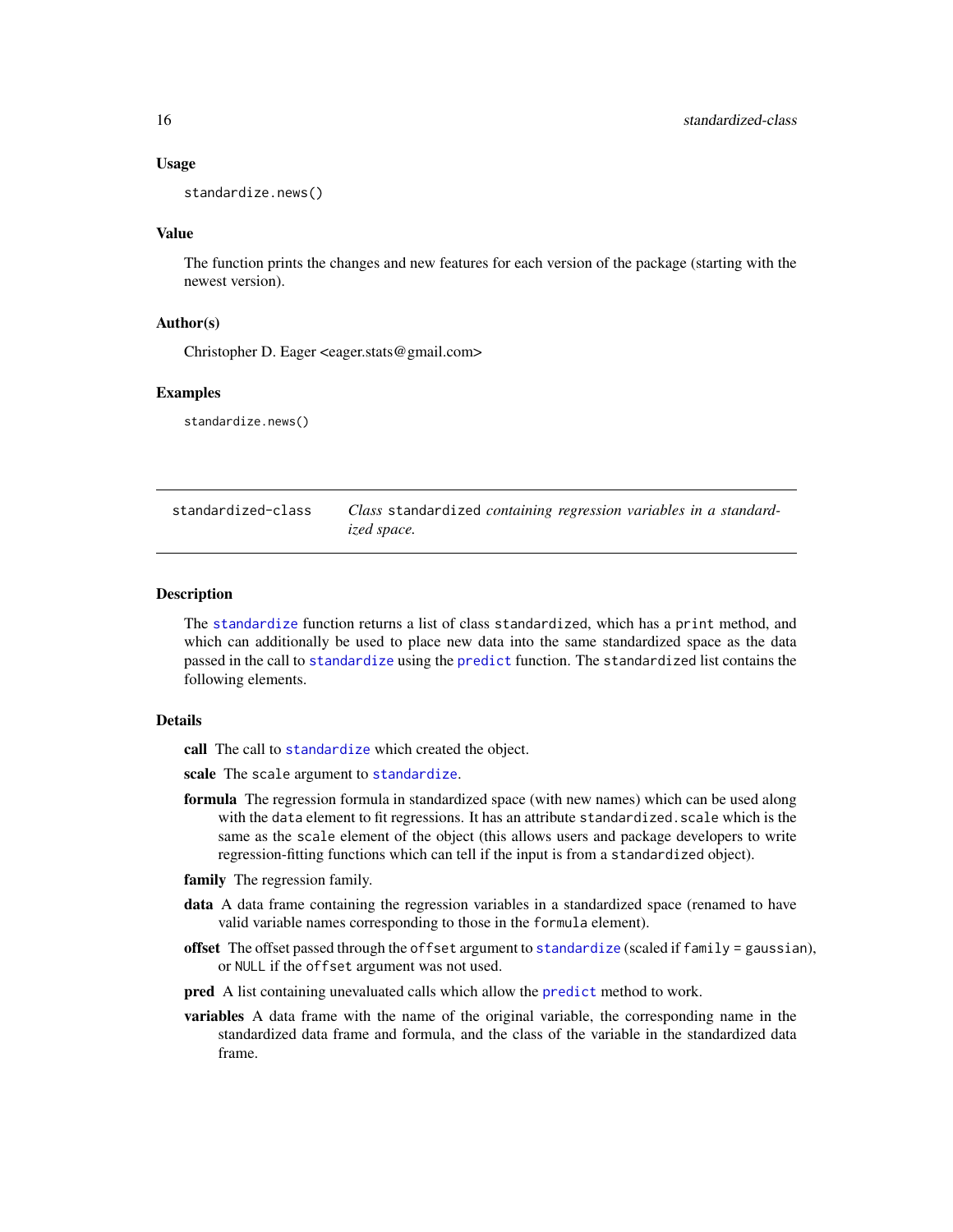### Usage

```
standardize.news()
```

### Value

The function prints the changes and new features for each version of the package (starting with the newest version).

### Author(s)

Christopher D. Eager <eager.stats@gmail.com>

### Examples

```
standardize.news()
```

---

## standardized-class — *Class* `standardized` *containing regression variables in a standardized space.*

---

### Description

The `standardize` function returns a list of class `standardized`, which has a `print` method, and which can additionally be used to place new data into the same standardized space as the data passed in the call to `standardize` using the `predict` function. The `standardized` list contains the following elements.

### Details

**call** The call to `standardize` which created the object.

**scale** The `scale` argument to `standardize`.

**formula** The regression formula in standardized space (with new names) which can be used along with the `data` element to fit regressions. It has an attribute `standardized.scale` which is the same as the `scale` element of the object (this allows users and package developers to write regression-fitting functions which can tell if the input is from a `standardized` object).

**family** The regression family.

**data** A data frame containing the regression variables in a standardized space (renamed to have valid variable names corresponding to those in the `formula` element).

**offset** The offset passed through the `offset` argument to `standardize` (scaled if `family = gaussian`), or `NULL` if the `offset` argument was not used.

**pred** A list containing unevaluated calls which allow the `predict` method to work.

**variables** A data frame with the name of the original variable, the corresponding name in the standardized data frame and formula, and the class of the variable in the standardized data frame.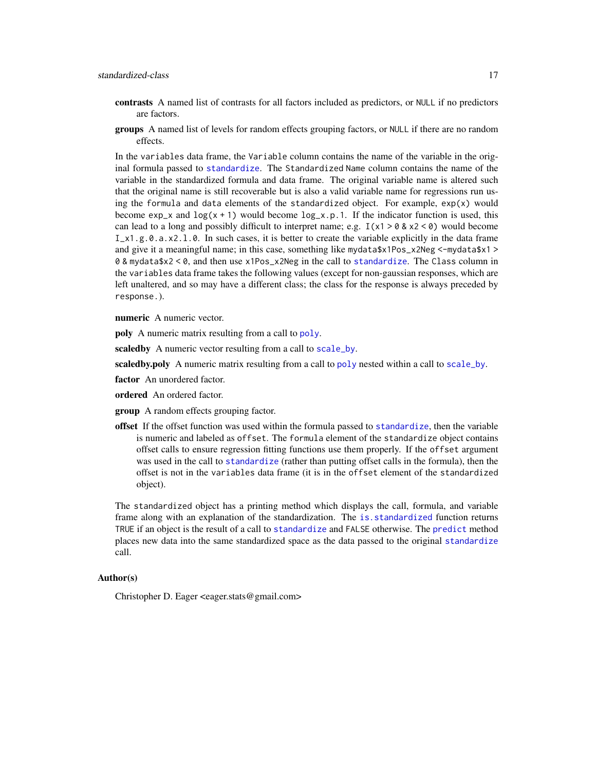**contrasts** A named list of contrasts for all factors included as predictors, or `NULL` if no predictors are factors.

**groups** A named list of levels for random effects grouping factors, or `NULL` if there are no random effects.

In the `variables` data frame, the `Variable` column contains the name of the variable in the original formula passed to `standardize`. The `Standardized Name` column contains the name of the variable in the standardized formula and data frame. The original variable name is altered such that the original name is still recoverable but is also a valid variable name for regressions run using the `formula` and `data` elements of the `standardized` object. For example, `exp(x)` would become `exp_x` and `log(x + 1)` would become `log_x.p.1`. If the indicator function is used, this can lead to a long and possibly difficult to interpret name; e.g. `I(x1 > 0 & x2 < 0)` would become `I_x1.g.0.a.x2.l.0`. In such cases, it is better to create the variable explicitly in the data frame and give it a meaningful name; in this case, something like `mydata$x1Pos_x2Neg <-mydata$x1 > 0 & mydata$x2 < 0`, and then use `x1Pos_x2Neg` in the call to `standardize`. The `Class` column in the `variables` data frame takes the following values (except for non-gaussian responses, which are left unaltered, and so may have a different class; the class for the response is always preceded by `response.`).

**numeric** A numeric vector.

**poly** A numeric matrix resulting from a call to `poly`.

**scaledby** A numeric vector resulting from a call to `scale_by`.

**scaledby.poly** A numeric matrix resulting from a call to `poly` nested within a call to `scale_by`.

**factor** An unordered factor.

**ordered** An ordered factor.

**group** A random effects grouping factor.

**offset** If the offset function was used within the formula passed to `standardize`, then the variable is numeric and labeled as `offset`. The `formula` element of the `standardize` object contains offset calls to ensure regression fitting functions use them properly. If the `offset` argument was used in the call to `standardize` (rather than putting offset calls in the formula), then the offset is not in the `variables` data frame (it is in the `offset` element of the `standardized` object).

The `standardized` object has a printing method which displays the call, formula, and variable frame along with an explanation of the standardization. The `is.standardized` function returns `TRUE` if an object is the result of a call to `standardize` and `FALSE` otherwise. The `predict` method places new data into the same standardized space as the data passed to the original `standardize` call.

## Author(s)

Christopher D. Eager <eager.stats@gmail.com>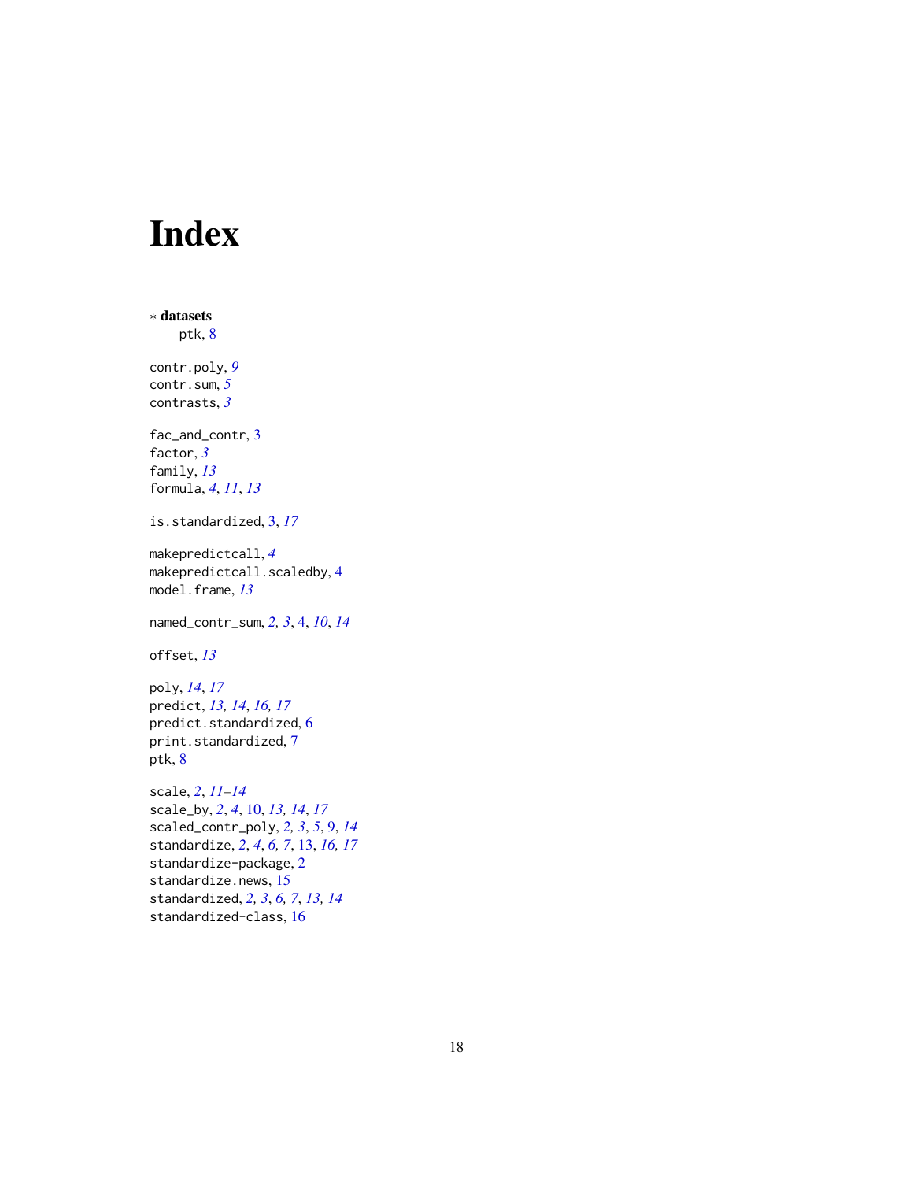# Index

∗ **datasets**
    ptk, 8

contr.poly, *9*
contr.sum, *5*
contrasts, *3*

fac_and_contr, 3
factor, *3*
family, *13*
formula, *4*, *11*, *13*

is.standardized, 3, *17*

makepredictcall, *4*
makepredictcall.scaledby, 4
model.frame, *13*

named_contr_sum, *2, 3*, 4, *10*, *14*

offset, *13*

poly, *14*, *17*
predict, *13, 14*, *16, 17*
predict.standardized, 6
print.standardized, 7
ptk, 8

scale, *2*, *11–14*
scale_by, *2*, *4*, 10, *13, 14*, *17*
scaled_contr_poly, *2, 3*, *5*, 9, *14*
standardize, *2*, *4*, *6, 7*, 13, *16, 17*
standardize-package, 2
standardize.news, 15
standardized, *2, 3*, *6, 7*, *13, 14*
standardized-class, 16